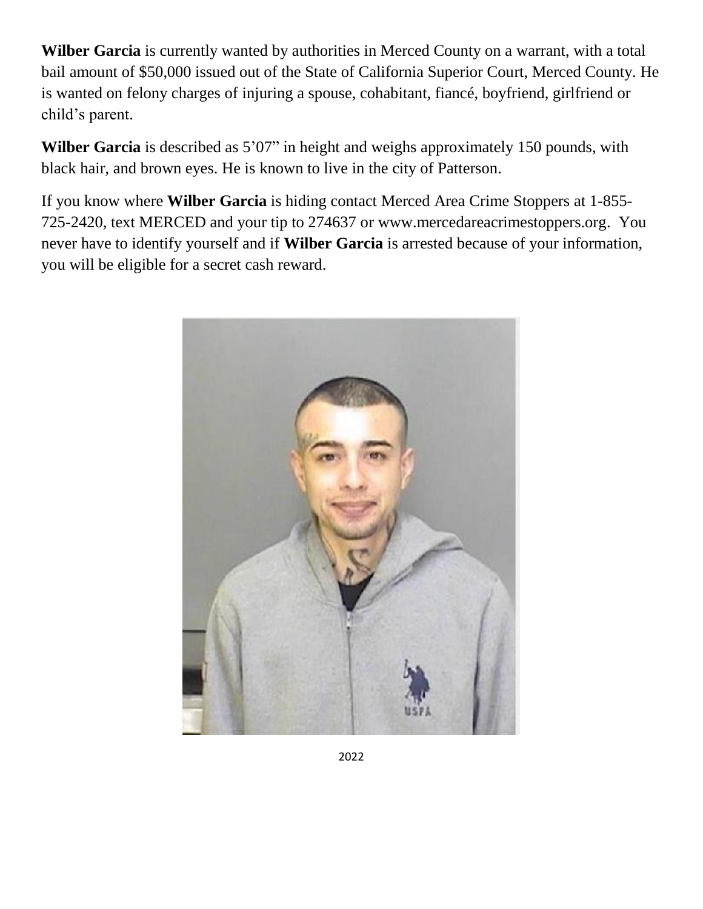**Wilber Garcia** is currently wanted by authorities in Merced County on a warrant, with a total bail amount of $50,000 issued out of the State of California Superior Court, Merced County. He is wanted on felony charges of injuring a spouse, cohabitant, fiancé, boyfriend, girlfriend or child's parent.

**Wilber Garcia** is described as 5'07" in height and weighs approximately 150 pounds, with black hair, and brown eyes. He is known to live in the city of Patterson.

If you know where **Wilber Garcia** is hiding contact Merced Area Crime Stoppers at 1-855-725-2420, text MERCED and your tip to 274637 or www.mercedareacrimestoppers.org. You never have to identify yourself and if **Wilber Garcia** is arrested because of your information, you will be eligible for a secret cash reward.

2022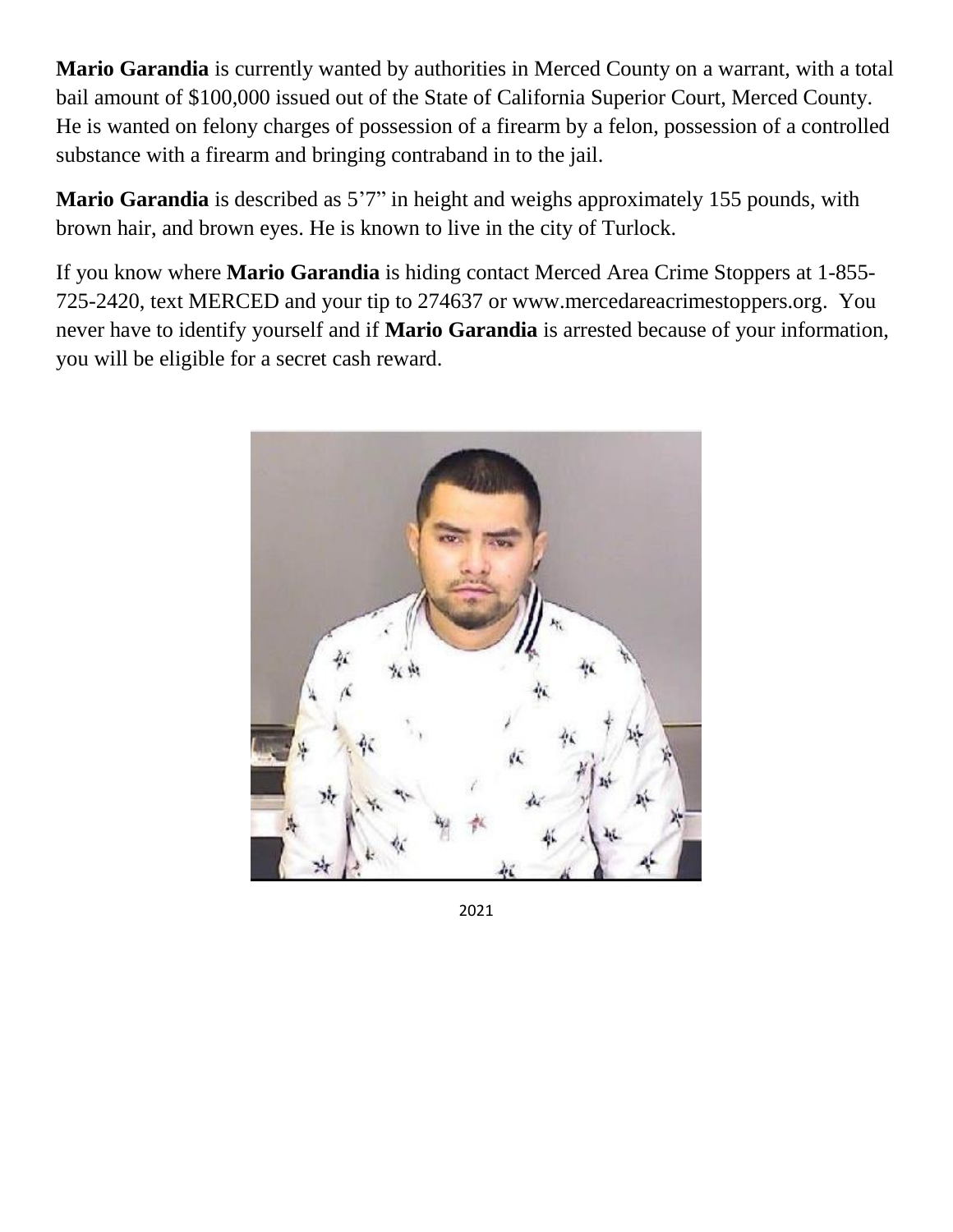**Mario Garandia** is currently wanted by authorities in Merced County on a warrant, with a total bail amount of $100,000 issued out of the State of California Superior Court, Merced County. He is wanted on felony charges of possession of a firearm by a felon, possession of a controlled substance with a firearm and bringing contraband in to the jail.

**Mario Garandia** is described as 5'7" in height and weighs approximately 155 pounds, with brown hair, and brown eyes. He is known to live in the city of Turlock.

If you know where **Mario Garandia** is hiding contact Merced Area Crime Stoppers at 1-855-725-2420, text MERCED and your tip to 274637 or www.mercedareacrimestoppers.org. You never have to identify yourself and if **Mario Garandia** is arrested because of your information, you will be eligible for a secret cash reward.

2021